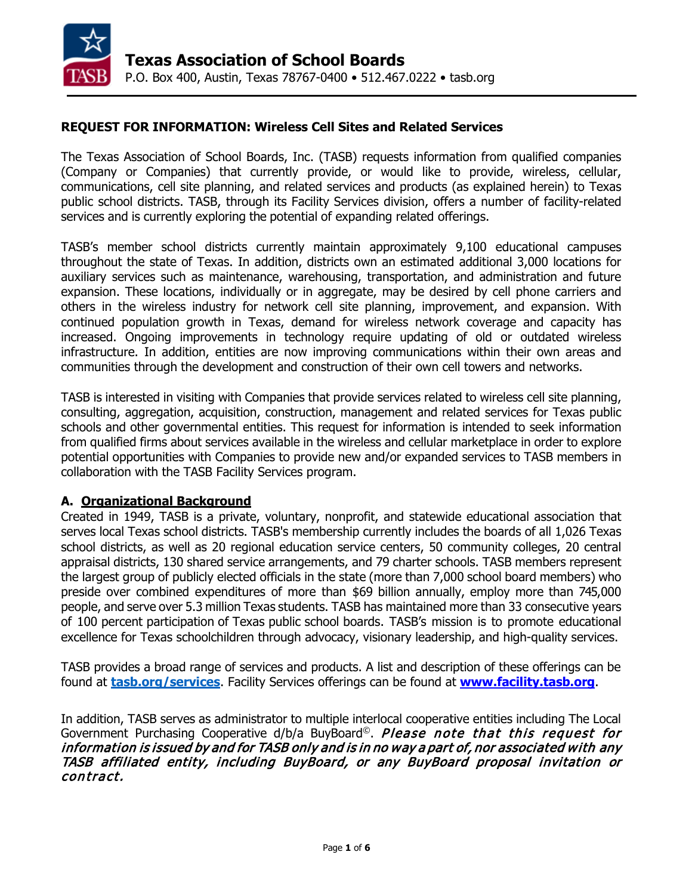# Texas Association of School Boards

P.O. Box 400, Austin, Texas 78767-0400 • 512.467.0222 • tasb.org

## REQUEST FOR INFORMATION: Wireless Cell Sites and Related Services

The Texas Association of School Boards, Inc. (TASB) requests information from qualified companies (Company or Companies) that currently provide, or would like to provide, wireless, cellular, communications, cell site planning, and related services and products (as explained herein) to Texas public school districts. TASB, through its Facility Services division, offers a number of facility-related services and is currently exploring the potential of expanding related offerings.

TASB's member school districts currently maintain approximately 9,100 educational campuses throughout the state of Texas. In addition, districts own an estimated additional 3,000 locations for auxiliary services such as maintenance, warehousing, transportation, and administration and future expansion. These locations, individually or in aggregate, may be desired by cell phone carriers and others in the wireless industry for network cell site planning, improvement, and expansion. With continued population growth in Texas, demand for wireless network coverage and capacity has increased. Ongoing improvements in technology require updating of old or outdated wireless infrastructure. In addition, entities are now improving communications within their own areas and communities through the development and construction of their own cell towers and networks.

TASB is interested in visiting with Companies that provide services related to wireless cell site planning, consulting, aggregation, acquisition, construction, management and related services for Texas public schools and other governmental entities. This request for information is intended to seek information from qualified firms about services available in the wireless and cellular marketplace in order to explore potential opportunities with Companies to provide new and/or expanded services to TASB members in collaboration with the TASB Facility Services program.

### A. Organizational Background

Created in 1949, TASB is a private, voluntary, nonprofit, and statewide educational association that serves local Texas school districts. TASB's membership currently includes the boards of all 1,026 Texas school districts, as well as 20 regional education service centers, 50 community colleges, 20 central appraisal districts, 130 shared service arrangements, and 79 charter schools. TASB members represent the largest group of publicly elected officials in the state (more than 7,000 school board members) who preside over combined expenditures of more than $69 billion annually, employ more than 745,000 people, and serve over 5.3 million Texas students. TASB has maintained more than 33 consecutive years of 100 percent participation of Texas public school boards. TASB's mission is to promote educational excellence for Texas schoolchildren through advocacy, visionary leadership, and high-quality services.

TASB provides a broad range of services and products. A list and description of these offerings can be found at **tasb.org/services**. Facility Services offerings can be found at **www.facility.tasb.org**.

In addition, TASB serves as administrator to multiple interlocal cooperative entities including The Local Government Purchasing Cooperative d/b/a BuyBoard©. ***Please note that this request for information is issued by and for TASB only and is in no way a part of, nor associated with any TASB affiliated entity, including BuyBoard, or any BuyBoard proposal invitation or contract.***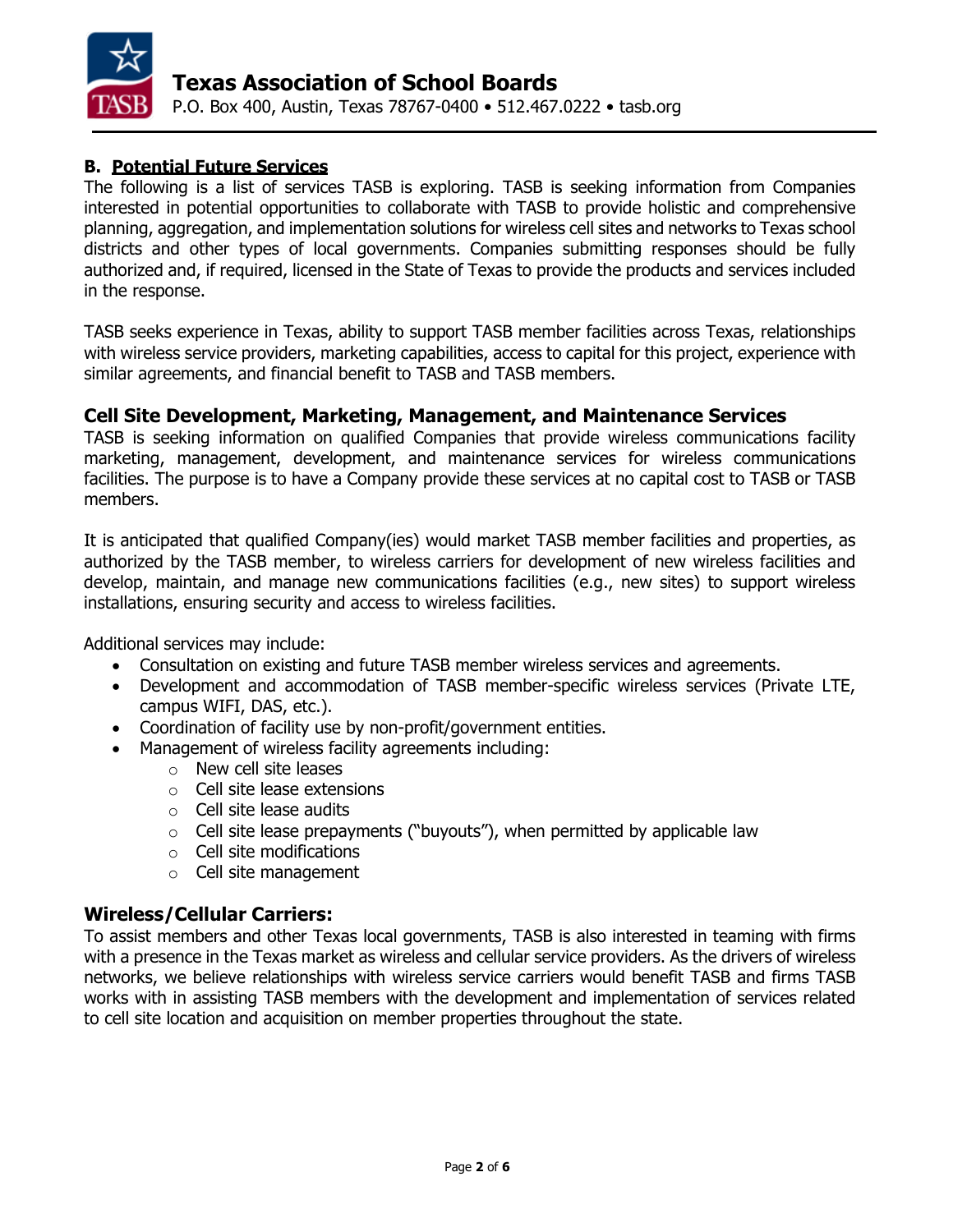### B. Potential Future Services

The following is a list of services TASB is exploring. TASB is seeking information from Companies interested in potential opportunities to collaborate with TASB to provide holistic and comprehensive planning, aggregation, and implementation solutions for wireless cell sites and networks to Texas school districts and other types of local governments. Companies submitting responses should be fully authorized and, if required, licensed in the State of Texas to provide the products and services included in the response.

TASB seeks experience in Texas, ability to support TASB member facilities across Texas, relationships with wireless service providers, marketing capabilities, access to capital for this project, experience with similar agreements, and financial benefit to TASB and TASB members.

### Cell Site Development, Marketing, Management, and Maintenance Services

TASB is seeking information on qualified Companies that provide wireless communications facility marketing, management, development, and maintenance services for wireless communications facilities. The purpose is to have a Company provide these services at no capital cost to TASB or TASB members.

It is anticipated that qualified Company(ies) would market TASB member facilities and properties, as authorized by the TASB member, to wireless carriers for development of new wireless facilities and develop, maintain, and manage new communications facilities (e.g., new sites) to support wireless installations, ensuring security and access to wireless facilities.

Additional services may include:

- Consultation on existing and future TASB member wireless services and agreements.
- Development and accommodation of TASB member-specific wireless services (Private LTE, campus WIFI, DAS, etc.).
- Coordination of facility use by non-profit/government entities.
- Management of wireless facility agreements including:
  - New cell site leases
  - Cell site lease extensions
  - Cell site lease audits
  - Cell site lease prepayments ("buyouts"), when permitted by applicable law
  - Cell site modifications
  - Cell site management

### Wireless/Cellular Carriers:

To assist members and other Texas local governments, TASB is also interested in teaming with firms with a presence in the Texas market as wireless and cellular service providers. As the drivers of wireless networks, we believe relationships with wireless service carriers would benefit TASB and firms TASB works with in assisting TASB members with the development and implementation of services related to cell site location and acquisition on member properties throughout the state.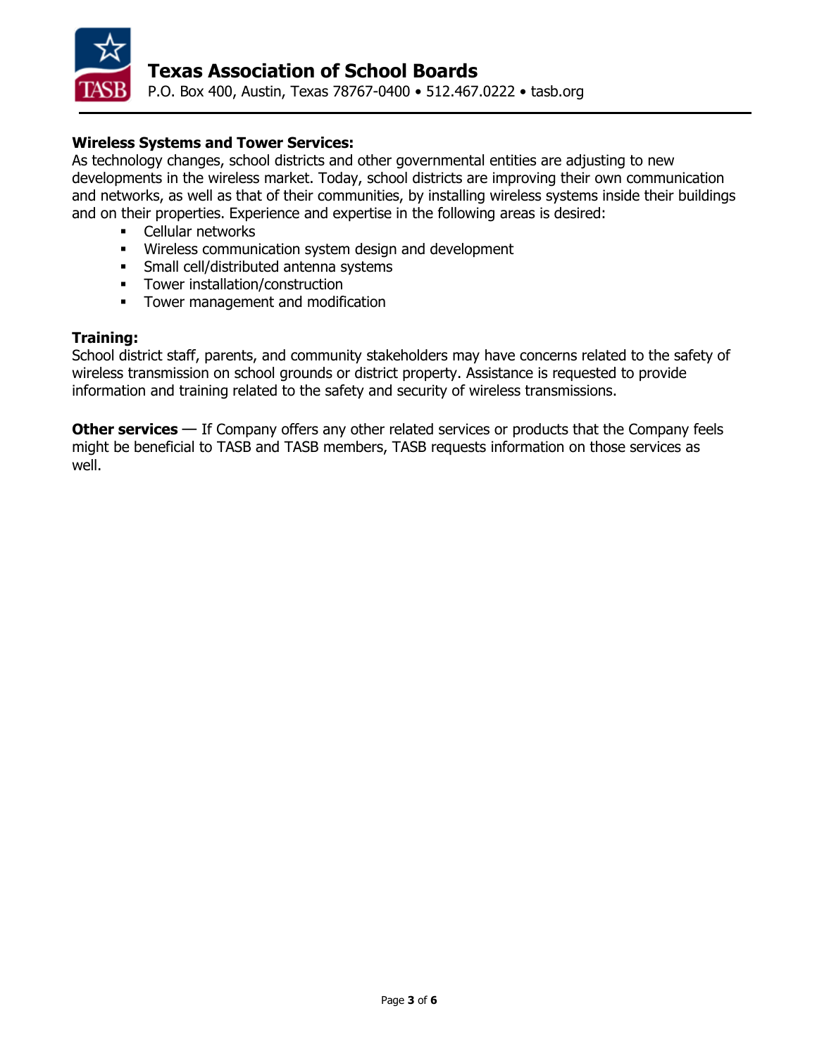**Wireless Systems and Tower Services:**
As technology changes, school districts and other governmental entities are adjusting to new developments in the wireless market. Today, school districts are improving their own communication and networks, as well as that of their communities, by installing wireless systems inside their buildings and on their properties. Experience and expertise in the following areas is desired:

- Cellular networks
- Wireless communication system design and development
- Small cell/distributed antenna systems
- Tower installation/construction
- Tower management and modification

**Training:**
School district staff, parents, and community stakeholders may have concerns related to the safety of wireless transmission on school grounds or district property. Assistance is requested to provide information and training related to the safety and security of wireless transmissions.

**Other services** — If Company offers any other related services or products that the Company feels might be beneficial to TASB and TASB members, TASB requests information on those services as well.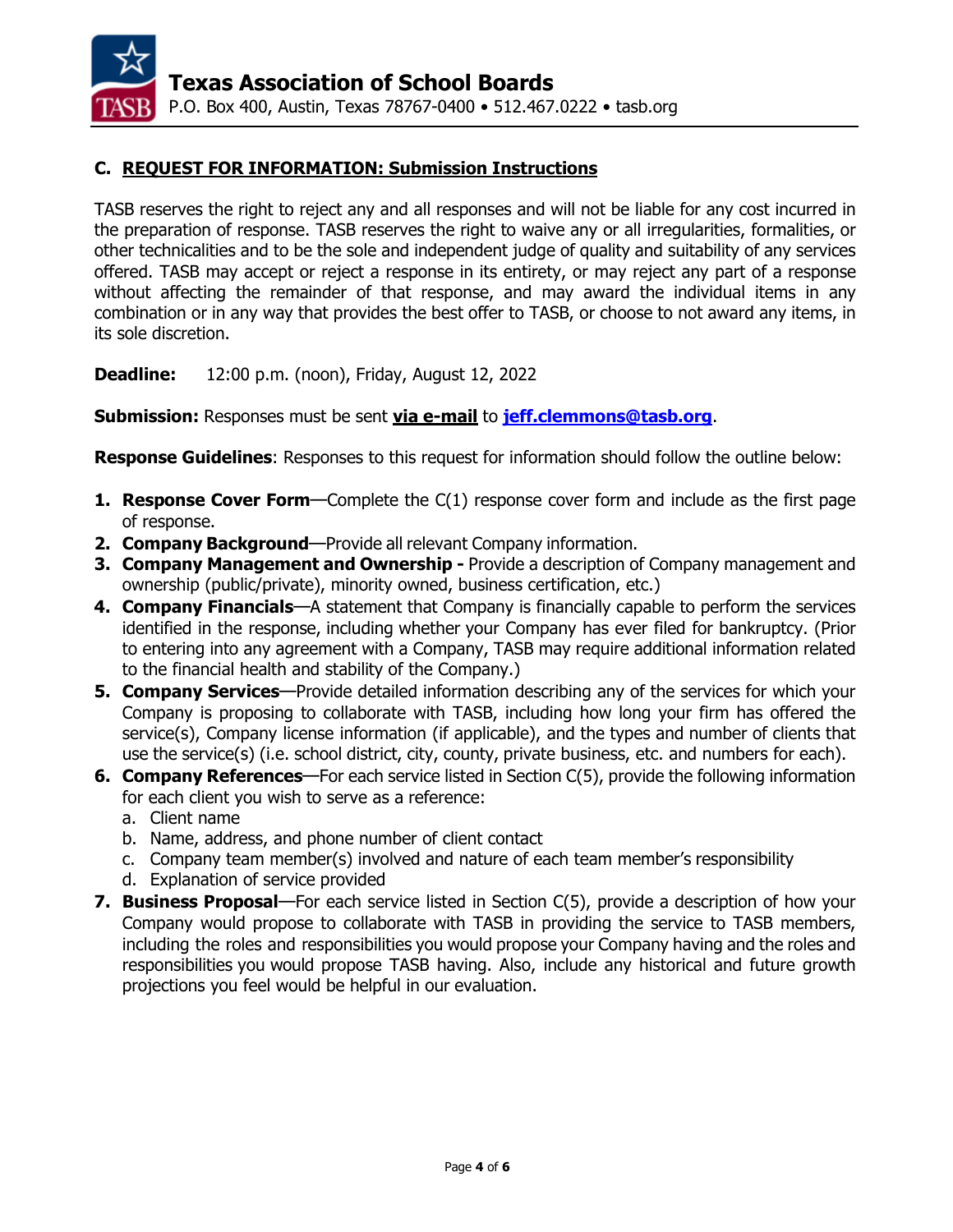## C. REQUEST FOR INFORMATION: Submission Instructions

TASB reserves the right to reject any and all responses and will not be liable for any cost incurred in the preparation of response. TASB reserves the right to waive any or all irregularities, formalities, or other technicalities and to be the sole and independent judge of quality and suitability of any services offered. TASB may accept or reject a response in its entirety, or may reject any part of a response without affecting the remainder of that response, and may award the individual items in any combination or in any way that provides the best offer to TASB, or choose to not award any items, in its sole discretion.

**Deadline:** 12:00 p.m. (noon), Friday, August 12, 2022

**Submission:** Responses must be sent **via e-mail** to **jeff.clemmons@tasb.org**.

**Response Guidelines**: Responses to this request for information should follow the outline below:

1. **Response Cover Form**—Complete the C(1) response cover form and include as the first page of response.
2. **Company Background**—Provide all relevant Company information.
3. **Company Management and Ownership -** Provide a description of Company management and ownership (public/private), minority owned, business certification, etc.)
4. **Company Financials**—A statement that Company is financially capable to perform the services identified in the response, including whether your Company has ever filed for bankruptcy. (Prior to entering into any agreement with a Company, TASB may require additional information related to the financial health and stability of the Company.)
5. **Company Services**—Provide detailed information describing any of the services for which your Company is proposing to collaborate with TASB, including how long your firm has offered the service(s), Company license information (if applicable), and the types and number of clients that use the service(s) (i.e. school district, city, county, private business, etc. and numbers for each).
6. **Company References**—For each service listed in Section C(5), provide the following information for each client you wish to serve as a reference:
   a. Client name
   b. Name, address, and phone number of client contact
   c. Company team member(s) involved and nature of each team member's responsibility
   d. Explanation of service provided
7. **Business Proposal**—For each service listed in Section C(5), provide a description of how your Company would propose to collaborate with TASB in providing the service to TASB members, including the roles and responsibilities you would propose your Company having and the roles and responsibilities you would propose TASB having. Also, include any historical and future growth projections you feel would be helpful in our evaluation.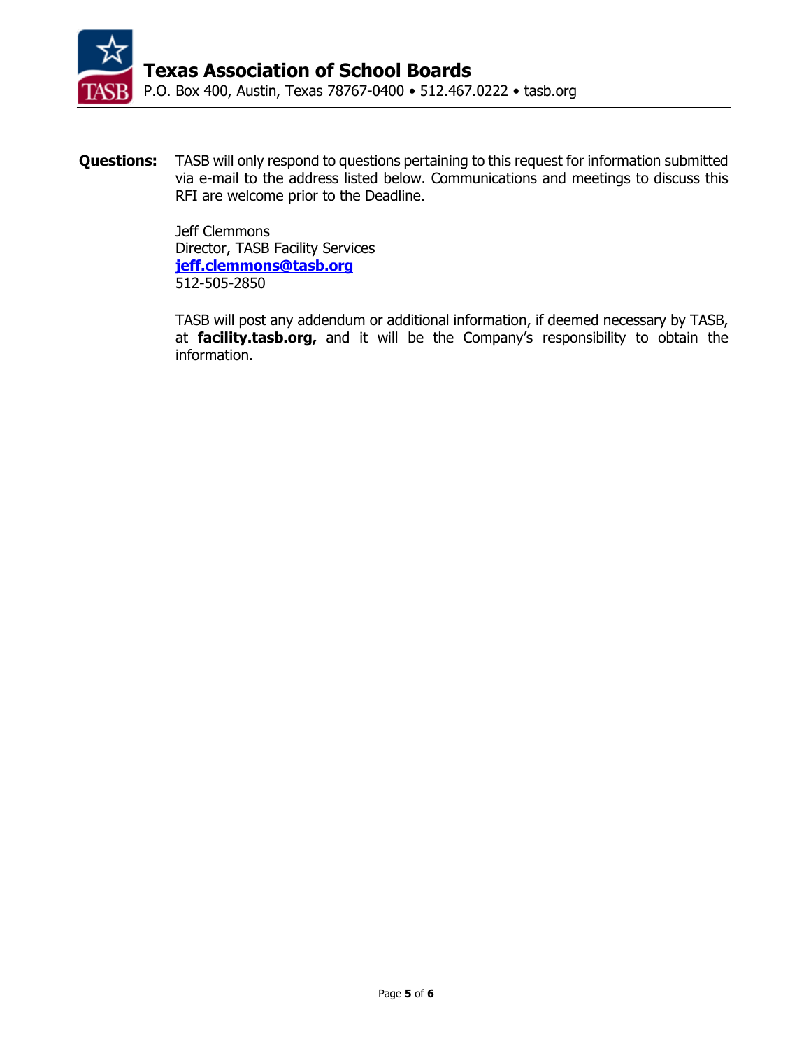**Questions:** TASB will only respond to questions pertaining to this request for information submitted via e-mail to the address listed below. Communications and meetings to discuss this RFI are welcome prior to the Deadline.

Jeff Clemmons
Director, TASB Facility Services
**jeff.clemmons@tasb.org**
512-505-2850

TASB will post any addendum or additional information, if deemed necessary by TASB, at **facility.tasb.org,** and it will be the Company's responsibility to obtain the information.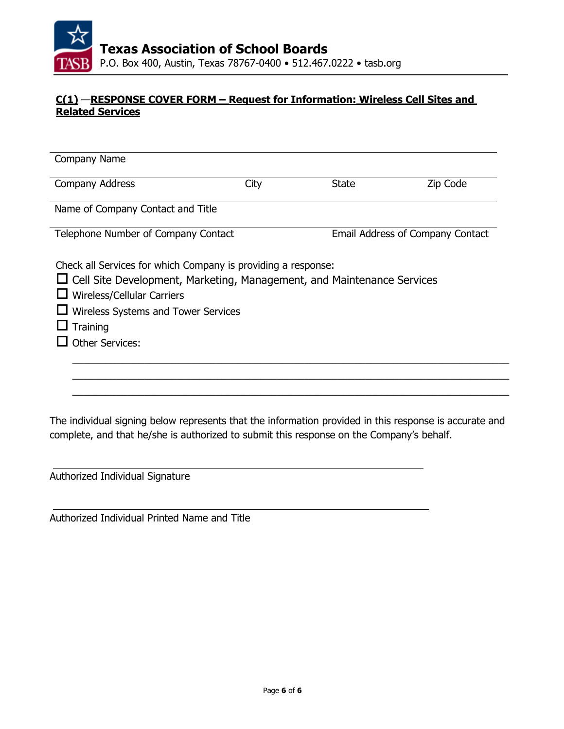**Texas Association of School Boards**
P.O. Box 400, Austin, Texas 78767-0400 • 512.467.0222 • tasb.org

**C(1) —RESPONSE COVER FORM – Request for Information: Wireless Cell Sites and Related Services**

_______________________________________________
Company Name

_______________________________________________
Company Address | City | State | Zip Code

_______________________________________________
Name of Company Contact and Title

_______________________________________________
Telephone Number of Company Contact | Email Address of Company Contact

Check all Services for which Company is providing a response:

☐ Cell Site Development, Marketing, Management, and Maintenance Services
☐ Wireless/Cellular Carriers
☐ Wireless Systems and Tower Services
☐ Training
☐ Other Services:

_______________________________________________
_______________________________________________
_______________________________________________

The individual signing below represents that the information provided in this response is accurate and complete, and that he/she is authorized to submit this response on the Company's behalf.

_______________________________________________
Authorized Individual Signature

_______________________________________________
Authorized Individual Printed Name and Title